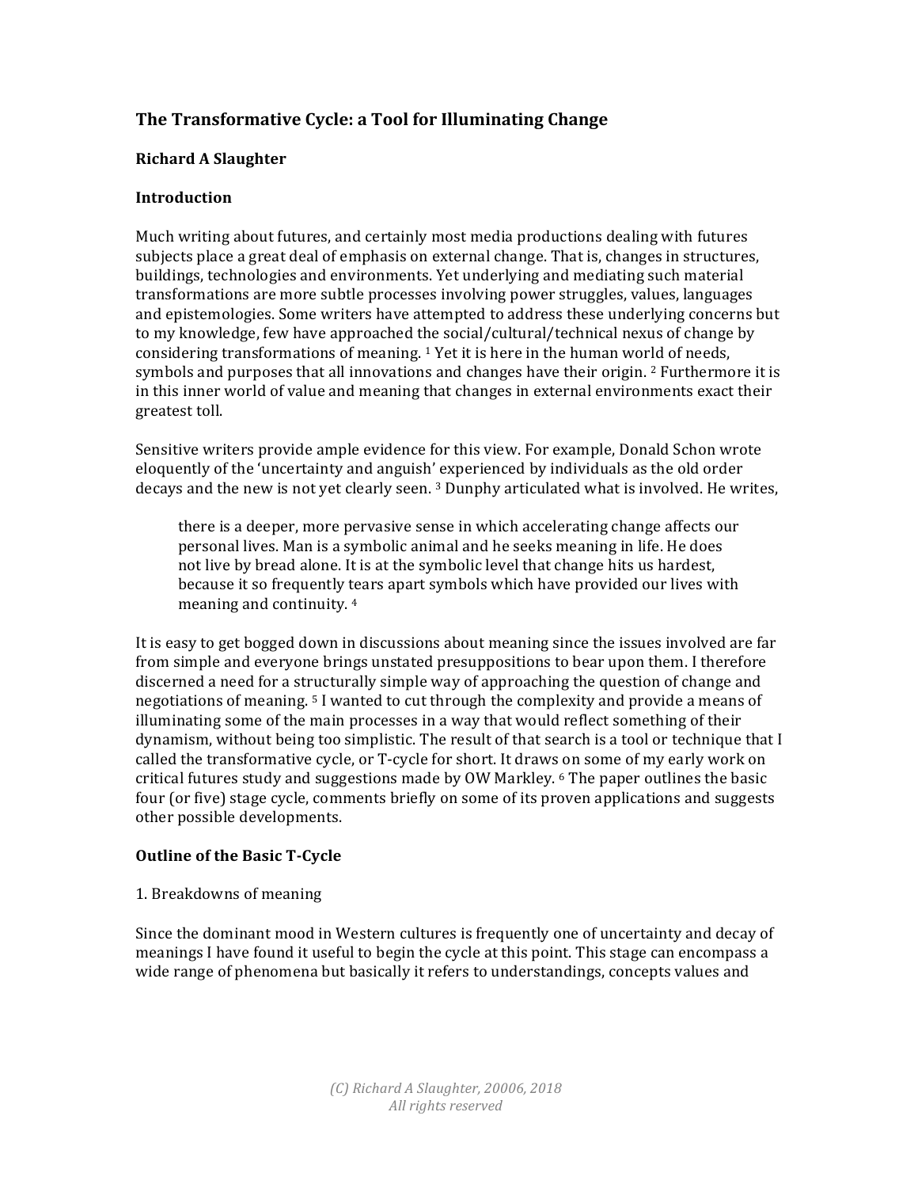## The Transformative Cycle: a Tool for Illuminating Change

**Richard A Slaughter**

### Introduction

Much writing about futures, and certainly most media productions dealing with futures subjects place a great deal of emphasis on external change. That is, changes in structures, buildings, technologies and environments. Yet underlying and mediating such material transformations are more subtle processes involving power struggles, values, languages and epistemologies. Some writers have attempted to address these underlying concerns but to my knowledge, few have approached the social/cultural/technical nexus of change by considering transformations of meaning. [1] Yet it is here in the human world of needs, symbols and purposes that all innovations and changes have their origin. [2] Furthermore it is in this inner world of value and meaning that changes in external environments exact their greatest toll.

Sensitive writers provide ample evidence for this view. For example, Donald Schon wrote eloquently of the 'uncertainty and anguish' experienced by individuals as the old order decays and the new is not yet clearly seen. [3] Dunphy articulated what is involved. He writes,

> there is a deeper, more pervasive sense in which accelerating change affects our personal lives. Man is a symbolic animal and he seeks meaning in life. He does not live by bread alone. It is at the symbolic level that change hits us hardest, because it so frequently tears apart symbols which have provided our lives with meaning and continuity. [4]

It is easy to get bogged down in discussions about meaning since the issues involved are far from simple and everyone brings unstated presuppositions to bear upon them. I therefore discerned a need for a structurally simple way of approaching the question of change and negotiations of meaning. [5] I wanted to cut through the complexity and provide a means of illuminating some of the main processes in a way that would reflect something of their dynamism, without being too simplistic. The result of that search is a tool or technique that I called the transformative cycle, or T-cycle for short. It draws on some of my early work on critical futures study and suggestions made by OW Markley. [6] The paper outlines the basic four (or five) stage cycle, comments briefly on some of its proven applications and suggests other possible developments.

### Outline of the Basic T-Cycle

1. Breakdowns of meaning

Since the dominant mood in Western cultures is frequently one of uncertainty and decay of meanings I have found it useful to begin the cycle at this point. This stage can encompass a wide range of phenomena but basically it refers to understandings, concepts values and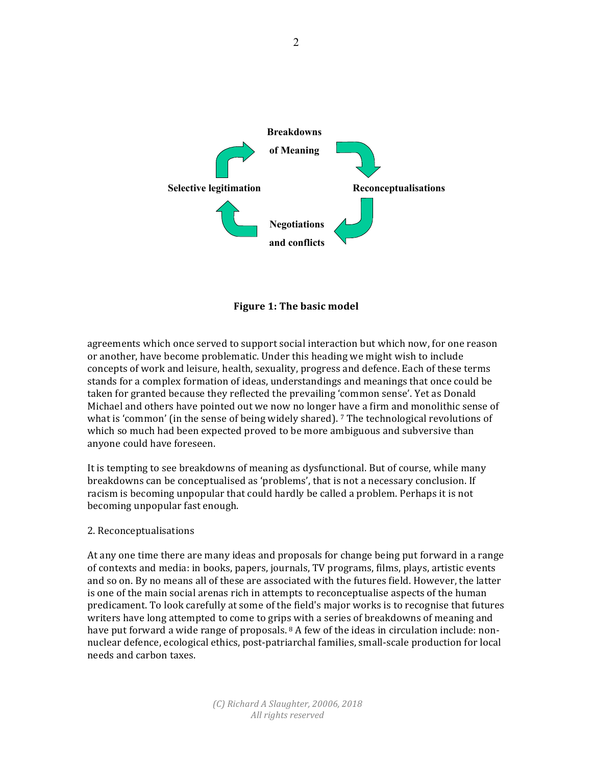Breakdowns of Meaning

Reconceptualisations

Negotiations and conflicts

Selective legitimation

**Figure 1: The basic model**

agreements which once served to support social interaction but which now, for one reason or another, have become problematic. Under this heading we might wish to include concepts of work and leisure, health, sexuality, progress and defence. Each of these terms stands for a complex formation of ideas, understandings and meanings that once could be taken for granted because they reflected the prevailing 'common sense'. Yet as Donald Michael and others have pointed out we now no longer have a firm and monolithic sense of what is 'common' (in the sense of being widely shared). [7] The technological revolutions of which so much had been expected proved to be more ambiguous and subversive than anyone could have foreseen.

It is tempting to see breakdowns of meaning as dysfunctional. But of course, while many breakdowns can be conceptualised as 'problems', that is not a necessary conclusion. If racism is becoming unpopular that could hardly be called a problem. Perhaps it is not becoming unpopular fast enough.

2. Reconceptualisations

At any one time there are many ideas and proposals for change being put forward in a range of contexts and media: in books, papers, journals, TV programs, films, plays, artistic events and so on. By no means all of these are associated with the futures field. However, the latter is one of the main social arenas rich in attempts to reconceptualise aspects of the human predicament. To look carefully at some of the field's major works is to recognise that futures writers have long attempted to come to grips with a series of breakdowns of meaning and have put forward a wide range of proposals. [8] A few of the ideas in circulation include: non-nuclear defence, ecological ethics, post-patriarchal families, small-scale production for local needs and carbon taxes.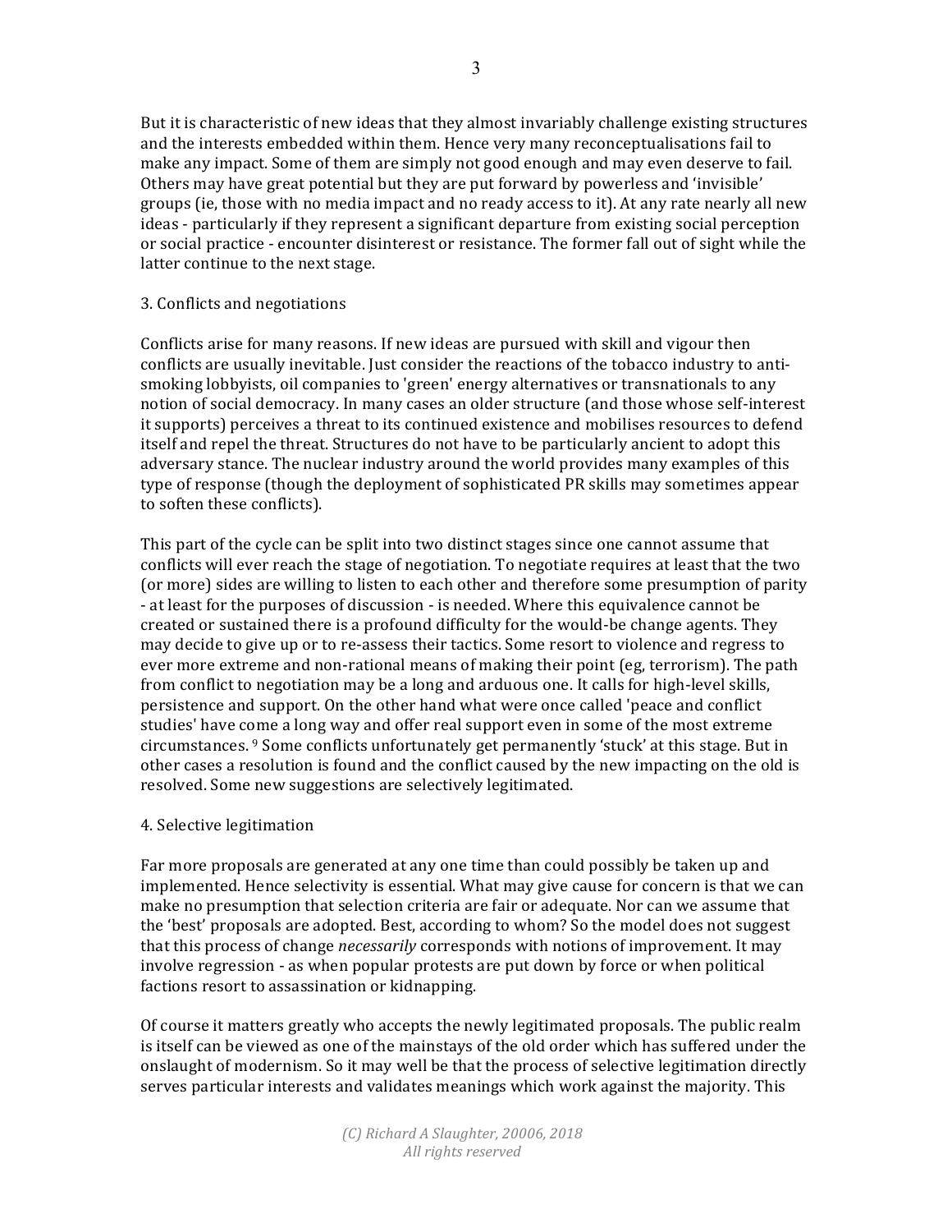But it is characteristic of new ideas that they almost invariably challenge existing structures and the interests embedded within them. Hence very many reconceptualisations fail to make any impact. Some of them are simply not good enough and may even deserve to fail. Others may have great potential but they are put forward by powerless and 'invisible' groups (ie, those with no media impact and no ready access to it). At any rate nearly all new ideas - particularly if they represent a significant departure from existing social perception or social practice - encounter disinterest or resistance. The former fall out of sight while the latter continue to the next stage.

### 3. Conflicts and negotiations

Conflicts arise for many reasons. If new ideas are pursued with skill and vigour then conflicts are usually inevitable. Just consider the reactions of the tobacco industry to anti-smoking lobbyists, oil companies to 'green' energy alternatives or transnationals to any notion of social democracy. In many cases an older structure (and those whose self-interest it supports) perceives a threat to its continued existence and mobilises resources to defend itself and repel the threat. Structures do not have to be particularly ancient to adopt this adversary stance. The nuclear industry around the world provides many examples of this type of response (though the deployment of sophisticated PR skills may sometimes appear to soften these conflicts).

This part of the cycle can be split into two distinct stages since one cannot assume that conflicts will ever reach the stage of negotiation. To negotiate requires at least that the two (or more) sides are willing to listen to each other and therefore some presumption of parity - at least for the purposes of discussion - is needed. Where this equivalence cannot be created or sustained there is a profound difficulty for the would-be change agents. They may decide to give up or to re-assess their tactics. Some resort to violence and regress to ever more extreme and non-rational means of making their point (eg, terrorism). The path from conflict to negotiation may be a long and arduous one. It calls for high-level skills, persistence and support. On the other hand what were once called 'peace and conflict studies' have come a long way and offer real support even in some of the most extreme circumstances.[9] Some conflicts unfortunately get permanently 'stuck' at this stage. But in other cases a resolution is found and the conflict caused by the new impacting on the old is resolved. Some new suggestions are selectively legitimated.

### 4. Selective legitimation

Far more proposals are generated at any one time than could possibly be taken up and implemented. Hence selectivity is essential. What may give cause for concern is that we can make no presumption that selection criteria are fair or adequate. Nor can we assume that the 'best' proposals are adopted. Best, according to whom? So the model does not suggest that this process of change *necessarily* corresponds with notions of improvement. It may involve regression - as when popular protests are put down by force or when political factions resort to assassination or kidnapping.

Of course it matters greatly who accepts the newly legitimated proposals. The public realm is itself can be viewed as one of the mainstays of the old order which has suffered under the onslaught of modernism. So it may well be that the process of selective legitimation directly serves particular interests and validates meanings which work against the majority. This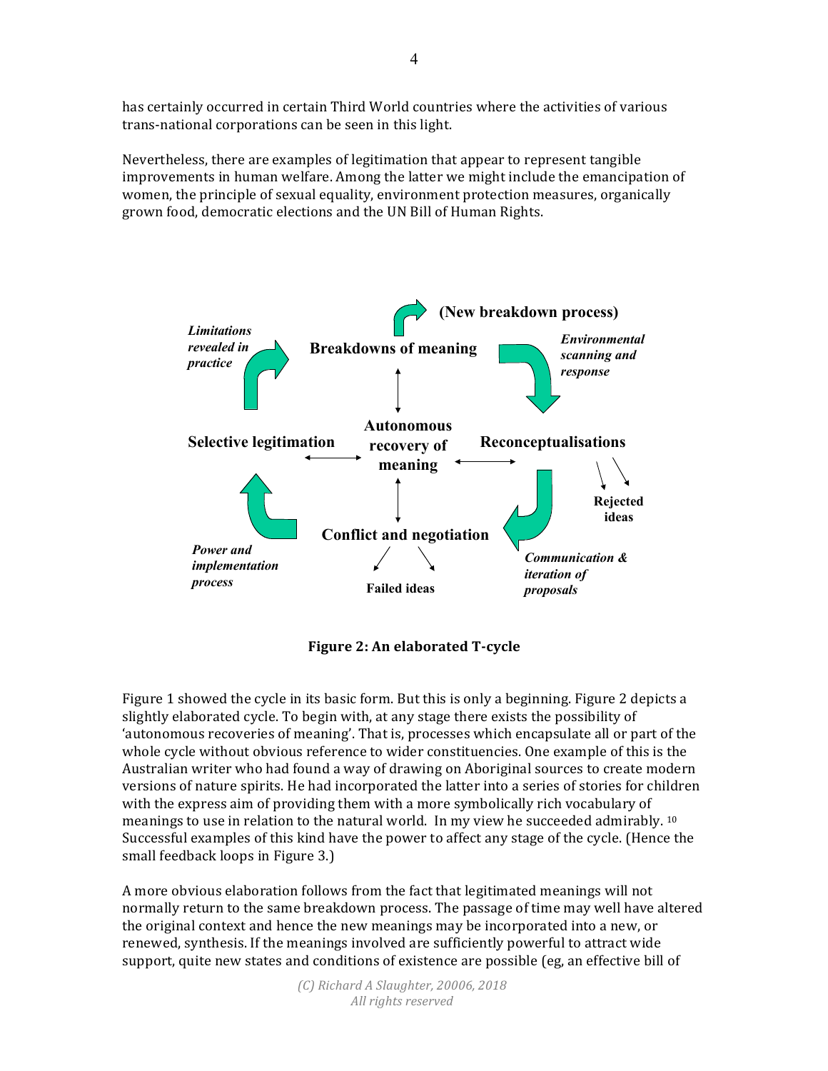has certainly occurred in certain Third World countries where the activities of various trans-national corporations can be seen in this light.

Nevertheless, there are examples of legitimation that appear to represent tangible improvements in human welfare. Among the latter we might include the emancipation of women, the principle of sexual equality, environment protection measures, organically grown food, democratic elections and the UN Bill of Human Rights.

(New breakdown process)

*Limitations revealed in practice*

**Breakdowns of meaning**

*Environmental scanning and response*

**Selective legitimation**

**Autonomous recovery of meaning**

**Reconceptualisations**

**Rejected ideas**

**Conflict and negotiation**

*Power and implementation process*

**Failed ideas**

*Communication & iteration of proposals*

**Figure 2: An elaborated T-cycle**

Figure 1 showed the cycle in its basic form. But this is only a beginning. Figure 2 depicts a slightly elaborated cycle. To begin with, at any stage there exists the possibility of 'autonomous recoveries of meaning'. That is, processes which encapsulate all or part of the whole cycle without obvious reference to wider constituencies. One example of this is the Australian writer who had found a way of drawing on Aboriginal sources to create modern versions of nature spirits. He had incorporated the latter into a series of stories for children with the express aim of providing them with a more symbolically rich vocabulary of meanings to use in relation to the natural world. In my view he succeeded admirably. [10] Successful examples of this kind have the power to affect any stage of the cycle. (Hence the small feedback loops in Figure 3.)

A more obvious elaboration follows from the fact that legitimated meanings will not normally return to the same breakdown process. The passage of time may well have altered the original context and hence the new meanings may be incorporated into a new, or renewed, synthesis. If the meanings involved are sufficiently powerful to attract wide support, quite new states and conditions of existence are possible (eg, an effective bill of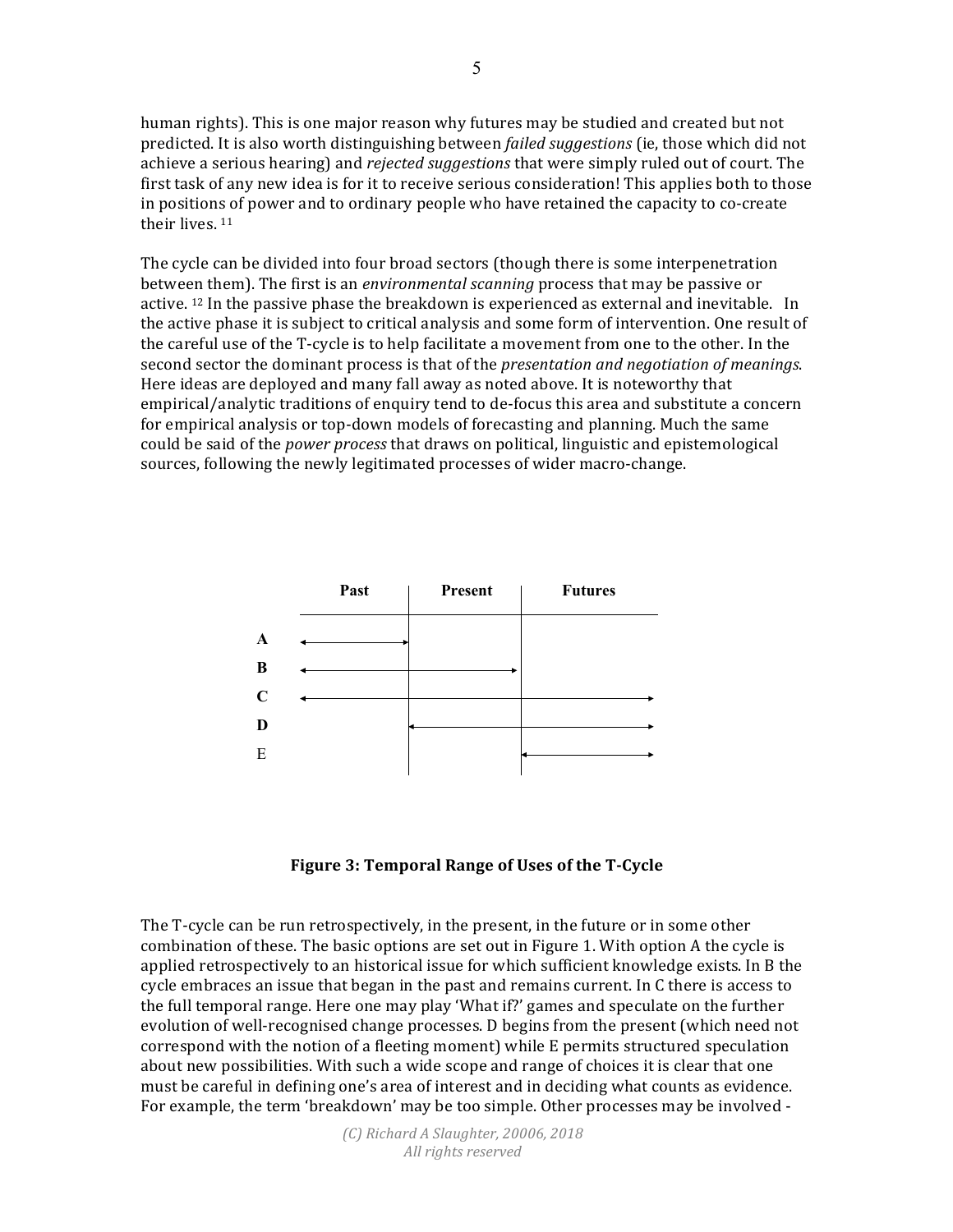human rights). This is one major reason why futures may be studied and created but not predicted. It is also worth distinguishing between *failed suggestions* (ie, those which did not achieve a serious hearing) and *rejected suggestions* that were simply ruled out of court. The first task of any new idea is for it to receive serious consideration! This applies both to those in positions of power and to ordinary people who have retained the capacity to co-create their lives. [11]

The cycle can be divided into four broad sectors (though there is some interpenetration between them). The first is an *environmental scanning* process that may be passive or active. [12] In the passive phase the breakdown is experienced as external and inevitable. In the active phase it is subject to critical analysis and some form of intervention. One result of the careful use of the T-cycle is to help facilitate a movement from one to the other. In the second sector the dominant process is that of the *presentation and negotiation of meanings*. Here ideas are deployed and many fall away as noted above. It is noteworthy that empirical/analytic traditions of enquiry tend to de-focus this area and substitute a concern for empirical analysis or top-down models of forecasting and planning. Much the same could be said of the *power process* that draws on political, linguistic and epistemological sources, following the newly legitimated processes of wider macro-change.

Past
Present
Futures
A
B
C
D
E

**Figure 3: Temporal Range of Uses of the T-Cycle**

The T-cycle can be run retrospectively, in the present, in the future or in some other combination of these. The basic options are set out in Figure 1. With option A the cycle is applied retrospectively to an historical issue for which sufficient knowledge exists. In B the cycle embraces an issue that began in the past and remains current. In C there is access to the full temporal range. Here one may play 'What if?' games and speculate on the further evolution of well-recognised change processes. D begins from the present (which need not correspond with the notion of a fleeting moment) while E permits structured speculation about new possibilities. With such a wide scope and range of choices it is clear that one must be careful in defining one's area of interest and in deciding what counts as evidence. For example, the term 'breakdown' may be too simple. Other processes may be involved -

*(C) Richard A Slaughter, 20006, 2018*
*All rights reserved*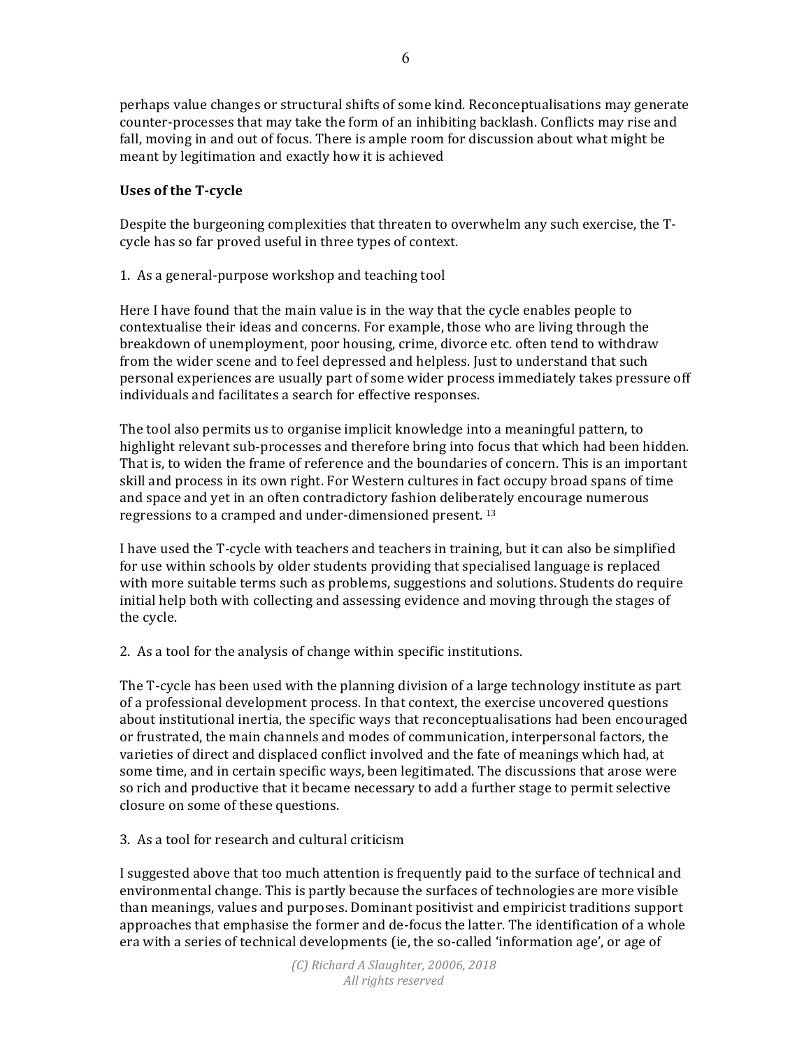perhaps value changes or structural shifts of some kind. Reconceptualisations may generate counter-processes that may take the form of an inhibiting backlash. Conflicts may rise and fall, moving in and out of focus. There is ample room for discussion about what might be meant by legitimation and exactly how it is achieved

**Uses of the T-cycle**

Despite the burgeoning complexities that threaten to overwhelm any such exercise, the T-cycle has so far proved useful in three types of context.

1. As a general-purpose workshop and teaching tool

Here I have found that the main value is in the way that the cycle enables people to contextualise their ideas and concerns. For example, those who are living through the breakdown of unemployment, poor housing, crime, divorce etc. often tend to withdraw from the wider scene and to feel depressed and helpless. Just to understand that such personal experiences are usually part of some wider process immediately takes pressure off individuals and facilitates a search for effective responses.

The tool also permits us to organise implicit knowledge into a meaningful pattern, to highlight relevant sub-processes and therefore bring into focus that which had been hidden. That is, to widen the frame of reference and the boundaries of concern. This is an important skill and process in its own right. For Western cultures in fact occupy broad spans of time and space and yet in an often contradictory fashion deliberately encourage numerous regressions to a cramped and under-dimensioned present. [13]

I have used the T-cycle with teachers and teachers in training, but it can also be simplified for use within schools by older students providing that specialised language is replaced with more suitable terms such as problems, suggestions and solutions. Students do require initial help both with collecting and assessing evidence and moving through the stages of the cycle.

2. As a tool for the analysis of change within specific institutions.

The T-cycle has been used with the planning division of a large technology institute as part of a professional development process. In that context, the exercise uncovered questions about institutional inertia, the specific ways that reconceptualisations had been encouraged or frustrated, the main channels and modes of communication, interpersonal factors, the varieties of direct and displaced conflict involved and the fate of meanings which had, at some time, and in certain specific ways, been legitimated. The discussions that arose were so rich and productive that it became necessary to add a further stage to permit selective closure on some of these questions.

3. As a tool for research and cultural criticism

I suggested above that too much attention is frequently paid to the surface of technical and environmental change. This is partly because the surfaces of technologies are more visible than meanings, values and purposes. Dominant positivist and empiricist traditions support approaches that emphasise the former and de-focus the latter. The identification of a whole era with a series of technical developments (ie, the so-called 'information age', or age of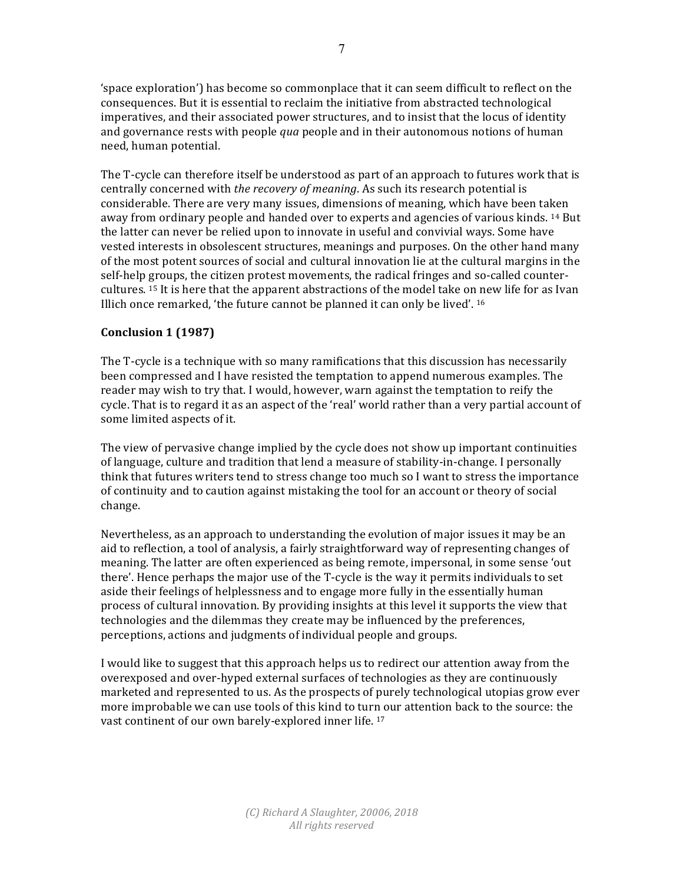'space exploration') has become so commonplace that it can seem difficult to reflect on the consequences. But it is essential to reclaim the initiative from abstracted technological imperatives, and their associated power structures, and to insist that the locus of identity and governance rests with people *qua* people and in their autonomous notions of human need, human potential.

The T-cycle can therefore itself be understood as part of an approach to futures work that is centrally concerned with *the recovery of meaning*. As such its research potential is considerable. There are very many issues, dimensions of meaning, which have been taken away from ordinary people and handed over to experts and agencies of various kinds. [14] But the latter can never be relied upon to innovate in useful and convivial ways. Some have vested interests in obsolescent structures, meanings and purposes. On the other hand many of the most potent sources of social and cultural innovation lie at the cultural margins in the self-help groups, the citizen protest movements, the radical fringes and so-called counter-cultures. [15] It is here that the apparent abstractions of the model take on new life for as Ivan Illich once remarked, 'the future cannot be planned it can only be lived'. [16]

### Conclusion 1 (1987)

The T-cycle is a technique with so many ramifications that this discussion has necessarily been compressed and I have resisted the temptation to append numerous examples. The reader may wish to try that. I would, however, warn against the temptation to reify the cycle. That is to regard it as an aspect of the 'real' world rather than a very partial account of some limited aspects of it.

The view of pervasive change implied by the cycle does not show up important continuities of language, culture and tradition that lend a measure of stability-in-change. I personally think that futures writers tend to stress change too much so I want to stress the importance of continuity and to caution against mistaking the tool for an account or theory of social change.

Nevertheless, as an approach to understanding the evolution of major issues it may be an aid to reflection, a tool of analysis, a fairly straightforward way of representing changes of meaning. The latter are often experienced as being remote, impersonal, in some sense 'out there'. Hence perhaps the major use of the T-cycle is the way it permits individuals to set aside their feelings of helplessness and to engage more fully in the essentially human process of cultural innovation. By providing insights at this level it supports the view that technologies and the dilemmas they create may be influenced by the preferences, perceptions, actions and judgments of individual people and groups.

I would like to suggest that this approach helps us to redirect our attention away from the overexposed and over-hyped external surfaces of technologies as they are continuously marketed and represented to us. As the prospects of purely technological utopias grow ever more improbable we can use tools of this kind to turn our attention back to the source: the vast continent of our own barely-explored inner life. [17]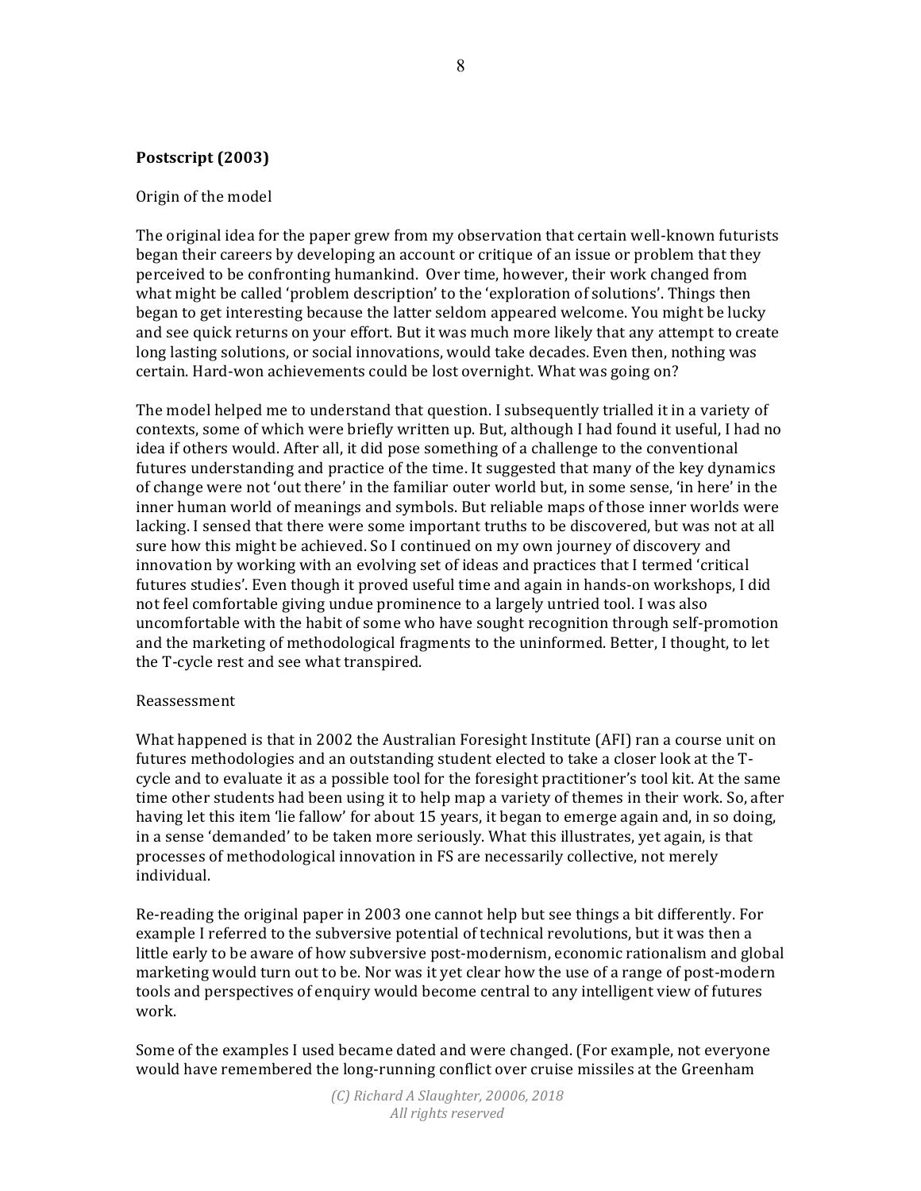**Postscript (2003)**

Origin of the model

The original idea for the paper grew from my observation that certain well-known futurists began their careers by developing an account or critique of an issue or problem that they perceived to be confronting humankind. Over time, however, their work changed from what might be called 'problem description' to the 'exploration of solutions'. Things then began to get interesting because the latter seldom appeared welcome. You might be lucky and see quick returns on your effort. But it was much more likely that any attempt to create long lasting solutions, or social innovations, would take decades. Even then, nothing was certain. Hard-won achievements could be lost overnight. What was going on?

The model helped me to understand that question. I subsequently trialled it in a variety of contexts, some of which were briefly written up. But, although I had found it useful, I had no idea if others would. After all, it did pose something of a challenge to the conventional futures understanding and practice of the time. It suggested that many of the key dynamics of change were not 'out there' in the familiar outer world but, in some sense, 'in here' in the inner human world of meanings and symbols. But reliable maps of those inner worlds were lacking. I sensed that there were some important truths to be discovered, but was not at all sure how this might be achieved. So I continued on my own journey of discovery and innovation by working with an evolving set of ideas and practices that I termed 'critical futures studies'. Even though it proved useful time and again in hands-on workshops, I did not feel comfortable giving undue prominence to a largely untried tool. I was also uncomfortable with the habit of some who have sought recognition through self-promotion and the marketing of methodological fragments to the uninformed. Better, I thought, to let the T-cycle rest and see what transpired.

Reassessment

What happened is that in 2002 the Australian Foresight Institute (AFI) ran a course unit on futures methodologies and an outstanding student elected to take a closer look at the T-cycle and to evaluate it as a possible tool for the foresight practitioner's tool kit. At the same time other students had been using it to help map a variety of themes in their work. So, after having let this item 'lie fallow' for about 15 years, it began to emerge again and, in so doing, in a sense 'demanded' to be taken more seriously. What this illustrates, yet again, is that processes of methodological innovation in FS are necessarily collective, not merely individual.

Re-reading the original paper in 2003 one cannot help but see things a bit differently. For example I referred to the subversive potential of technical revolutions, but it was then a little early to be aware of how subversive post-modernism, economic rationalism and global marketing would turn out to be. Nor was it yet clear how the use of a range of post-modern tools and perspectives of enquiry would become central to any intelligent view of futures work.

Some of the examples I used became dated and were changed. (For example, not everyone would have remembered the long-running conflict over cruise missiles at the Greenham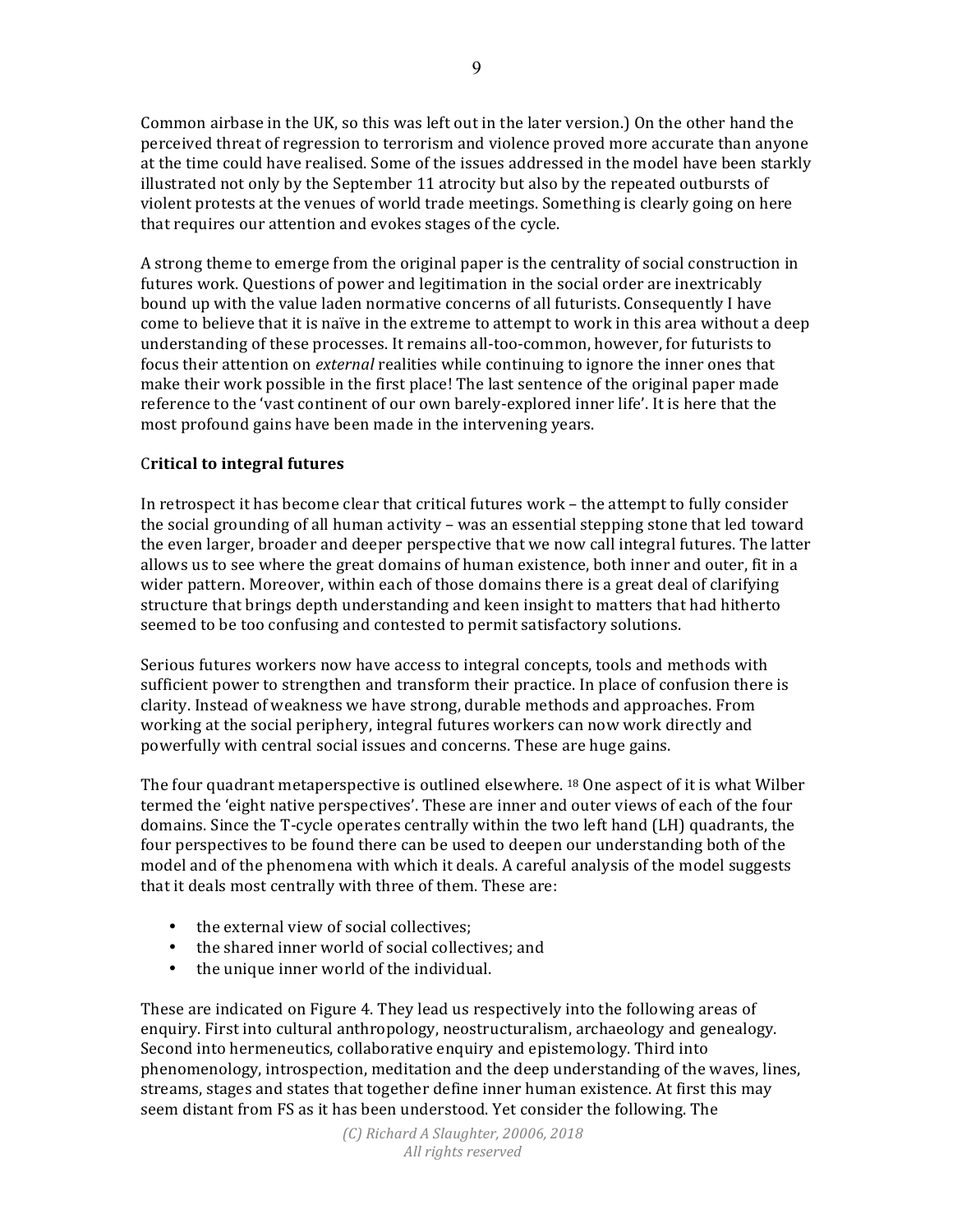Common airbase in the UK, so this was left out in the later version.) On the other hand the perceived threat of regression to terrorism and violence proved more accurate than anyone at the time could have realised. Some of the issues addressed in the model have been starkly illustrated not only by the September 11 atrocity but also by the repeated outbursts of violent protests at the venues of world trade meetings. Something is clearly going on here that requires our attention and evokes stages of the cycle.

A strong theme to emerge from the original paper is the centrality of social construction in futures work. Questions of power and legitimation in the social order are inextricably bound up with the value laden normative concerns of all futurists. Consequently I have come to believe that it is naïve in the extreme to attempt to work in this area without a deep understanding of these processes. It remains all-too-common, however, for futurists to focus their attention on *external* realities while continuing to ignore the inner ones that make their work possible in the first place! The last sentence of the original paper made reference to the 'vast continent of our own barely-explored inner life'. It is here that the most profound gains have been made in the intervening years.

### Critical to integral futures

In retrospect it has become clear that critical futures work – the attempt to fully consider the social grounding of all human activity – was an essential stepping stone that led toward the even larger, broader and deeper perspective that we now call integral futures. The latter allows us to see where the great domains of human existence, both inner and outer, fit in a wider pattern. Moreover, within each of those domains there is a great deal of clarifying structure that brings depth understanding and keen insight to matters that had hitherto seemed to be too confusing and contested to permit satisfactory solutions.

Serious futures workers now have access to integral concepts, tools and methods with sufficient power to strengthen and transform their practice. In place of confusion there is clarity. Instead of weakness we have strong, durable methods and approaches. From working at the social periphery, integral futures workers can now work directly and powerfully with central social issues and concerns. These are huge gains.

The four quadrant metaperspective is outlined elsewhere. [18] One aspect of it is what Wilber termed the 'eight native perspectives'. These are inner and outer views of each of the four domains. Since the T-cycle operates centrally within the two left hand (LH) quadrants, the four perspectives to be found there can be used to deepen our understanding both of the model and of the phenomena with which it deals. A careful analysis of the model suggests that it deals most centrally with three of them. These are:

- the external view of social collectives;
- the shared inner world of social collectives; and
- the unique inner world of the individual.

These are indicated on Figure 4. They lead us respectively into the following areas of enquiry. First into cultural anthropology, neostructuralism, archaeology and genealogy. Second into hermeneutics, collaborative enquiry and epistemology. Third into phenomenology, introspection, meditation and the deep understanding of the waves, lines, streams, stages and states that together define inner human existence. At first this may seem distant from FS as it has been understood. Yet consider the following. The

*(C) Richard A Slaughter, 20006, 2018*
*All rights reserved*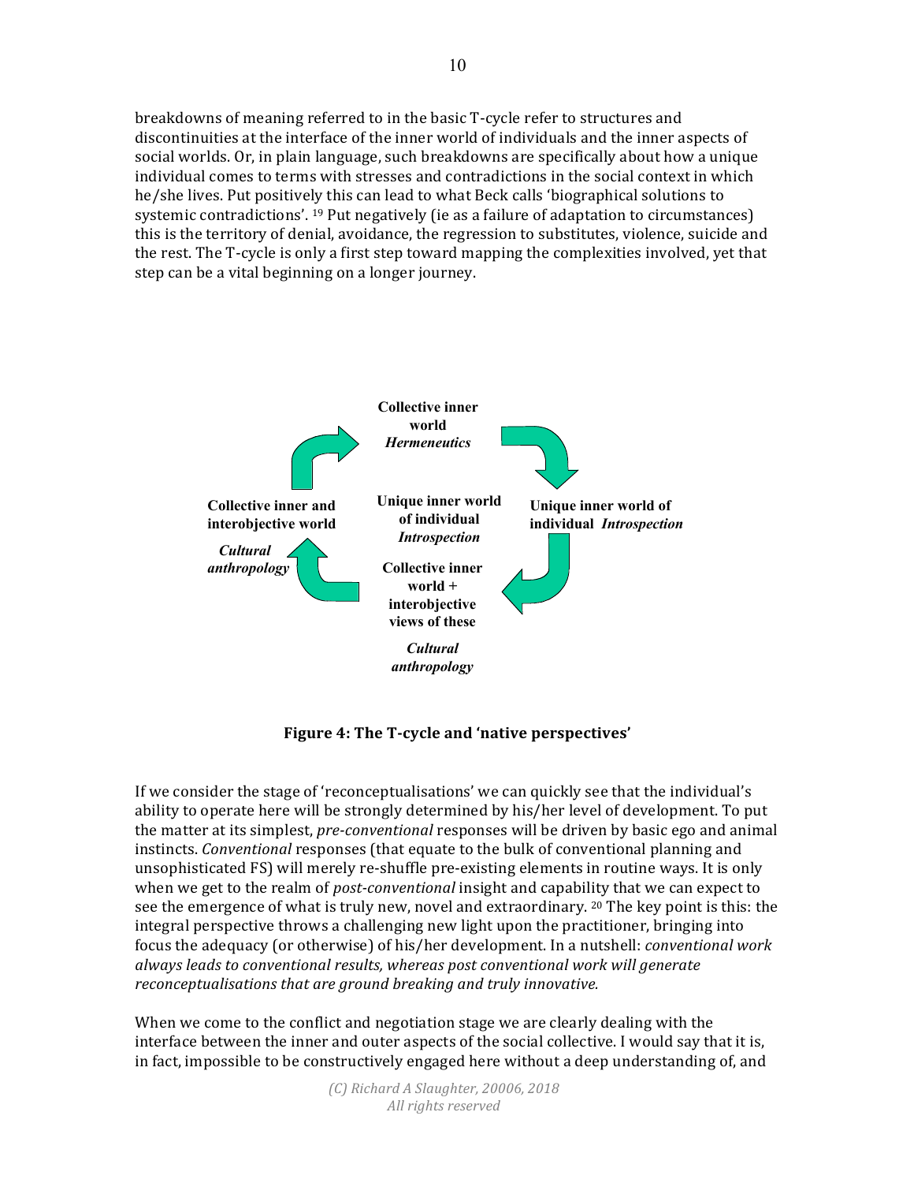breakdowns of meaning referred to in the basic T-cycle refer to structures and discontinuities at the interface of the inner world of individuals and the inner aspects of social worlds. Or, in plain language, such breakdowns are specifically about how a unique individual comes to terms with stresses and contradictions in the social context in which he/she lives. Put positively this can lead to what Beck calls 'biographical solutions to systemic contradictions'. [19] Put negatively (ie as a failure of adaptation to circumstances) this is the territory of denial, avoidance, the regression to substitutes, violence, suicide and the rest. The T-cycle is only a first step toward mapping the complexities involved, yet that step can be a vital beginning on a longer journey.

**Collective inner world** *Hermeneutics*

**Unique inner world of individual** *Introspection*

**Collective inner world + interobjective views of these**

*Cultural anthropology*

**Collective inner and interobjective world**

*Cultural anthropology*

**Unique inner world of individual** *Introspection*

**Figure 4: The T-cycle and 'native perspectives'**

If we consider the stage of 'reconceptualisations' we can quickly see that the individual's ability to operate here will be strongly determined by his/her level of development. To put the matter at its simplest, *pre-conventional* responses will be driven by basic ego and animal instincts. *Conventional* responses (that equate to the bulk of conventional planning and unsophisticated FS) will merely re-shuffle pre-existing elements in routine ways. It is only when we get to the realm of *post-conventional* insight and capability that we can expect to see the emergence of what is truly new, novel and extraordinary. [20] The key point is this: the integral perspective throws a challenging new light upon the practitioner, bringing into focus the adequacy (or otherwise) of his/her development. In a nutshell: *conventional work always leads to conventional results, whereas post conventional work will generate reconceptualisations that are ground breaking and truly innovative.*

When we come to the conflict and negotiation stage we are clearly dealing with the interface between the inner and outer aspects of the social collective. I would say that it is, in fact, impossible to be constructively engaged here without a deep understanding of, and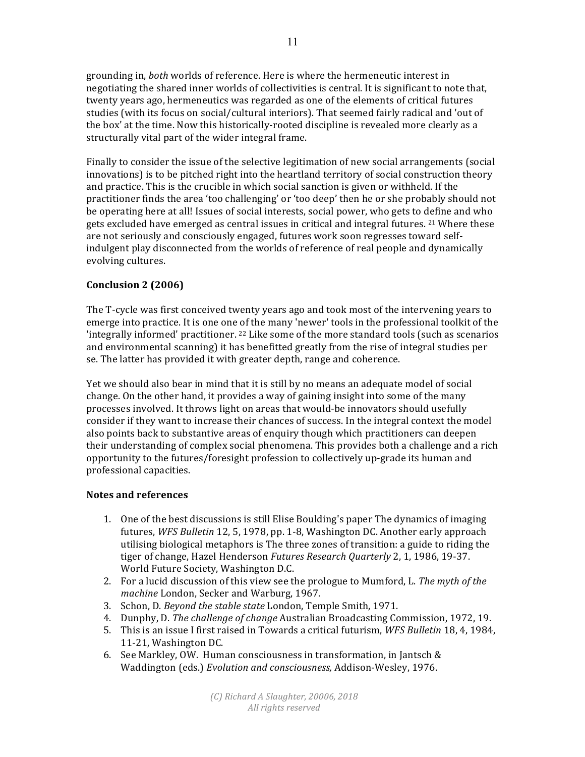grounding in, *both* worlds of reference. Here is where the hermeneutic interest in negotiating the shared inner worlds of collectivities is central. It is significant to note that, twenty years ago, hermeneutics was regarded as one of the elements of critical futures studies (with its focus on social/cultural interiors). That seemed fairly radical and 'out of the box' at the time. Now this historically-rooted discipline is revealed more clearly as a structurally vital part of the wider integral frame.

Finally to consider the issue of the selective legitimation of new social arrangements (social innovations) is to be pitched right into the heartland territory of social construction theory and practice. This is the crucible in which social sanction is given or withheld. If the practitioner finds the area 'too challenging' or 'too deep' then he or she probably should not be operating here at all! Issues of social interests, social power, who gets to define and who gets excluded have emerged as central issues in critical and integral futures. [21] Where these are not seriously and consciously engaged, futures work soon regresses toward self-indulgent play disconnected from the worlds of reference of real people and dynamically evolving cultures.

### Conclusion 2 (2006)

The T-cycle was first conceived twenty years ago and took most of the intervening years to emerge into practice. It is one one of the many 'newer' tools in the professional toolkit of the 'integrally informed' practitioner. [22] Like some of the more standard tools (such as scenarios and environmental scanning) it has benefitted greatly from the rise of integral studies per se. The latter has provided it with greater depth, range and coherence.

Yet we should also bear in mind that it is still by no means an adequate model of social change. On the other hand, it provides a way of gaining insight into some of the many processes involved. It throws light on areas that would-be innovators should usefully consider if they want to increase their chances of success. In the integral context the model also points back to substantive areas of enquiry though which practitioners can deepen their understanding of complex social phenomena. This provides both a challenge and a rich opportunity to the futures/foresight profession to collectively up-grade its human and professional capacities.

### Notes and references

1. One of the best discussions is still Elise Boulding's paper The dynamics of imaging futures, *WFS Bulletin* 12, 5, 1978, pp. 1-8, Washington DC. Another early approach utilising biological metaphors is The three zones of transition: a guide to riding the tiger of change, Hazel Henderson *Futures Research Quarterly* 2, 1, 1986, 19-37. World Future Society, Washington D.C.
2. For a lucid discussion of this view see the prologue to Mumford, L. *The myth of the machine* London, Secker and Warburg, 1967.
3. Schon, D. *Beyond the stable state* London, Temple Smith, 1971.
4. Dunphy, D. *The challenge of change* Australian Broadcasting Commission, 1972, 19.
5. This is an issue I first raised in Towards a critical futurism, *WFS Bulletin* 18, 4, 1984, 11-21, Washington DC.
6. See Markley, OW. Human consciousness in transformation, in Jantsch & Waddington (eds.) *Evolution and consciousness,* Addison-Wesley, 1976.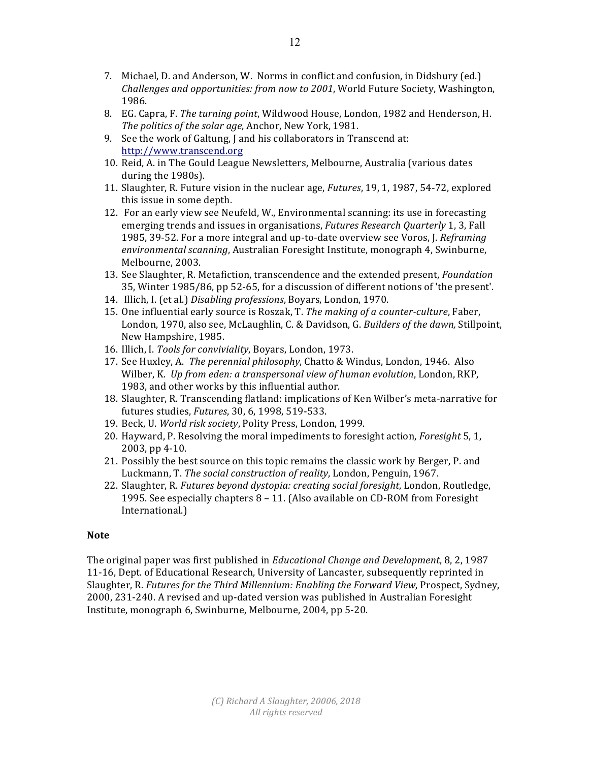7. Michael, D. and Anderson, W. Norms in conflict and confusion, in Didsbury (ed.) *Challenges and opportunities: from now to 2001*, World Future Society, Washington, 1986.
8. EG. Capra, F. *The turning point*, Wildwood House, London, 1982 and Henderson, H. *The politics of the solar age*, Anchor, New York, 1981.
9. See the work of Galtung, J and his collaborators in Transcend at: http://www.transcend.org
10. Reid, A. in The Gould League Newsletters, Melbourne, Australia (various dates during the 1980s).
11. Slaughter, R. Future vision in the nuclear age, *Futures*, 19, 1, 1987, 54-72, explored this issue in some depth.
12. For an early view see Neufeld, W., Environmental scanning: its use in forecasting emerging trends and issues in organisations, *Futures Research Quarterly* 1, 3, Fall 1985, 39-52. For a more integral and up-to-date overview see Voros, J. *Reframing environmental scanning*, Australian Foresight Institute, monograph 4, Swinburne, Melbourne, 2003.
13. See Slaughter, R. Metafiction, transcendence and the extended present, *Foundation* 35, Winter 1985/86, pp 52-65, for a discussion of different notions of 'the present'.
14. Illich, I. (et al.) *Disabling professions*, Boyars, London, 1970.
15. One influential early source is Roszak, T. *The making of a counter-culture*, Faber, London, 1970, also see, McLaughlin, C. & Davidson, G. *Builders of the dawn,* Stillpoint, New Hampshire, 1985.
16. Illich, I. *Tools for conviviality*, Boyars, London, 1973.
17. See Huxley, A. *The perennial philosophy*, Chatto & Windus, London, 1946. Also Wilber, K. *Up from eden: a transpersonal view of human evolution*, London, RKP, 1983, and other works by this influential author.
18. Slaughter, R. Transcending flatland: implications of Ken Wilber's meta-narrative for futures studies, *Futures*, 30, 6, 1998, 519-533.
19. Beck, U. *World risk society*, Polity Press, London, 1999.
20. Hayward, P. Resolving the moral impediments to foresight action, *Foresight* 5, 1, 2003, pp 4-10.
21. Possibly the best source on this topic remains the classic work by Berger, P. and Luckmann, T. *The social construction of reality*, London, Penguin, 1967.
22. Slaughter, R. *Futures beyond dystopia: creating social foresight*, London, Routledge, 1995. See especially chapters 8 – 11. (Also available on CD-ROM from Foresight International.)

**Note**

The original paper was first published in *Educational Change and Development*, 8, 2, 1987 11-16, Dept. of Educational Research, University of Lancaster, subsequently reprinted in Slaughter, R. *Futures for the Third Millennium: Enabling the Forward View*, Prospect, Sydney, 2000, 231-240. A revised and up-dated version was published in Australian Foresight Institute, monograph 6, Swinburne, Melbourne, 2004, pp 5-20.

*(C) Richard A Slaughter, 20006, 2018*
*All rights reserved*